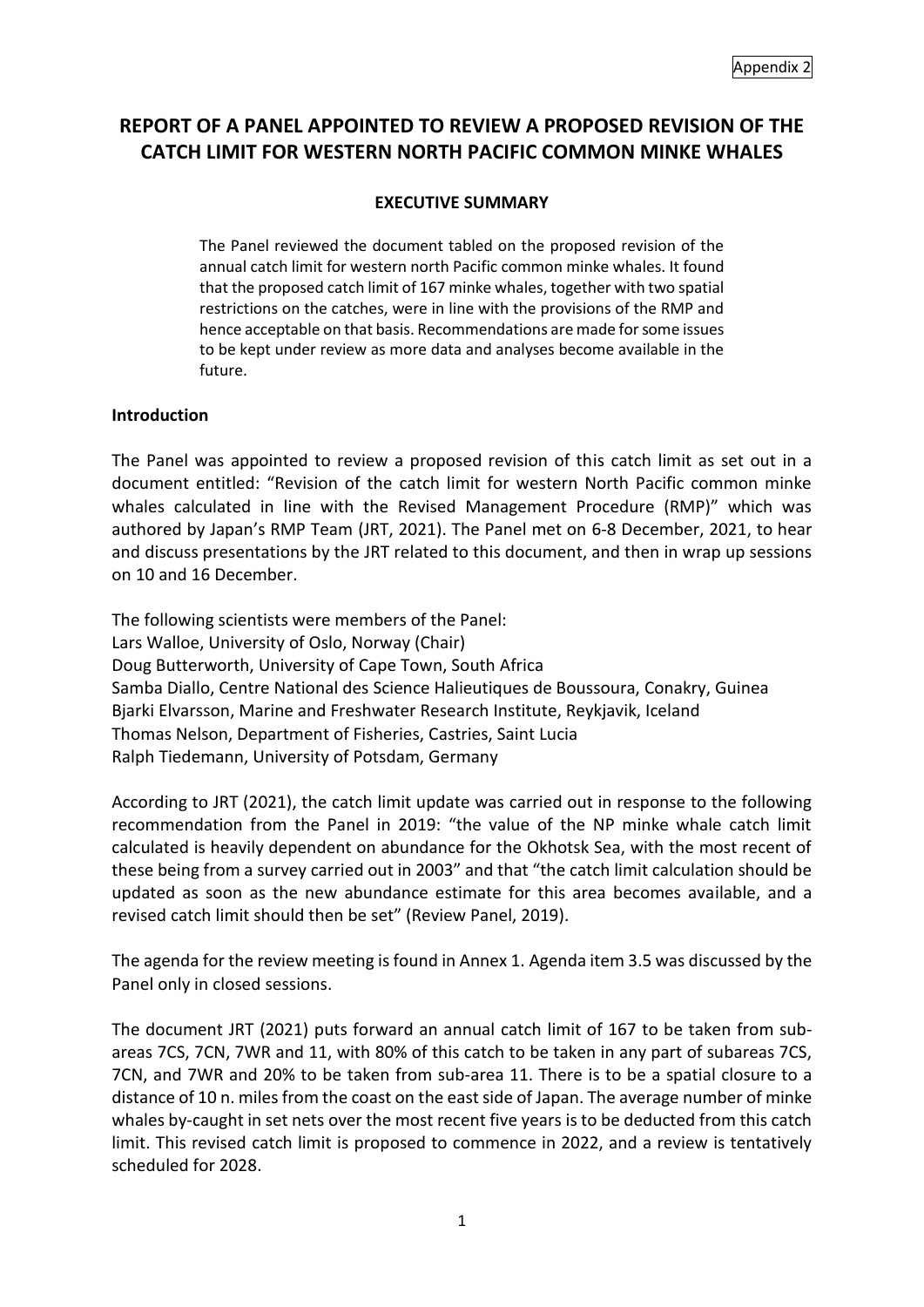Appendix 2

# REPORT OF A PANEL APPOINTED TO REVIEW A PROPOSED REVISION OF THE CATCH LIMIT FOR WESTERN NORTH PACIFIC COMMON MINKE WHALES

## EXECUTIVE SUMMARY

The Panel reviewed the document tabled on the proposed revision of the annual catch limit for western north Pacific common minke whales. It found that the proposed catch limit of 167 minke whales, together with two spatial restrictions on the catches, were in line with the provisions of the RMP and hence acceptable on that basis. Recommendations are made for some issues to be kept under review as more data and analyses become available in the future.

### Introduction

The Panel was appointed to review a proposed revision of this catch limit as set out in a document entitled: "Revision of the catch limit for western North Pacific common minke whales calculated in line with the Revised Management Procedure (RMP)" which was authored by Japan's RMP Team (JRT, 2021). The Panel met on 6-8 December, 2021, to hear and discuss presentations by the JRT related to this document, and then in wrap up sessions on 10 and 16 December.

The following scientists were members of the Panel:
Lars Walloe, University of Oslo, Norway (Chair)
Doug Butterworth, University of Cape Town, South Africa
Samba Diallo, Centre National des Science Halieutiques de Boussoura, Conakry, Guinea
Bjarki Elvarsson, Marine and Freshwater Research Institute, Reykjavik, Iceland
Thomas Nelson, Department of Fisheries, Castries, Saint Lucia
Ralph Tiedemann, University of Potsdam, Germany

According to JRT (2021), the catch limit update was carried out in response to the following recommendation from the Panel in 2019: "the value of the NP minke whale catch limit calculated is heavily dependent on abundance for the Okhotsk Sea, with the most recent of these being from a survey carried out in 2003" and that "the catch limit calculation should be updated as soon as the new abundance estimate for this area becomes available, and a revised catch limit should then be set" (Review Panel, 2019).

The agenda for the review meeting is found in Annex 1. Agenda item 3.5 was discussed by the Panel only in closed sessions.

The document JRT (2021) puts forward an annual catch limit of 167 to be taken from sub-areas 7CS, 7CN, 7WR and 11, with 80% of this catch to be taken in any part of subareas 7CS, 7CN, and 7WR and 20% to be taken from sub-area 11. There is to be a spatial closure to a distance of 10 n. miles from the coast on the east side of Japan. The average number of minke whales by-caught in set nets over the most recent five years is to be deducted from this catch limit. This revised catch limit is proposed to commence in 2022, and a review is tentatively scheduled for 2028.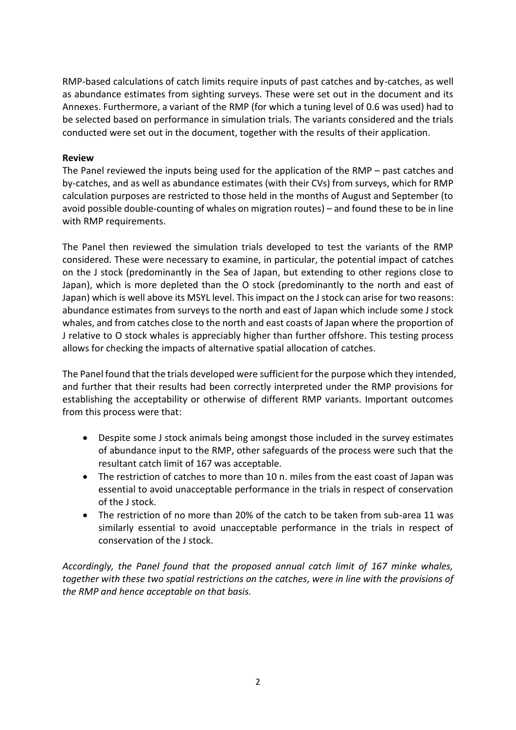RMP-based calculations of catch limits require inputs of past catches and by-catches, as well as abundance estimates from sighting surveys. These were set out in the document and its Annexes. Furthermore, a variant of the RMP (for which a tuning level of 0.6 was used) had to be selected based on performance in simulation trials. The variants considered and the trials conducted were set out in the document, together with the results of their application.

**Review**

The Panel reviewed the inputs being used for the application of the RMP – past catches and by-catches, and as well as abundance estimates (with their CVs) from surveys, which for RMP calculation purposes are restricted to those held in the months of August and September (to avoid possible double-counting of whales on migration routes) – and found these to be in line with RMP requirements.

The Panel then reviewed the simulation trials developed to test the variants of the RMP considered. These were necessary to examine, in particular, the potential impact of catches on the J stock (predominantly in the Sea of Japan, but extending to other regions close to Japan), which is more depleted than the O stock (predominantly to the north and east of Japan) which is well above its MSYL level. This impact on the J stock can arise for two reasons: abundance estimates from surveys to the north and east of Japan which include some J stock whales, and from catches close to the north and east coasts of Japan where the proportion of J relative to O stock whales is appreciably higher than further offshore. This testing process allows for checking the impacts of alternative spatial allocation of catches.

The Panel found that the trials developed were sufficient for the purpose which they intended, and further that their results had been correctly interpreted under the RMP provisions for establishing the acceptability or otherwise of different RMP variants. Important outcomes from this process were that:

- Despite some J stock animals being amongst those included in the survey estimates of abundance input to the RMP, other safeguards of the process were such that the resultant catch limit of 167 was acceptable.
- The restriction of catches to more than 10 n. miles from the east coast of Japan was essential to avoid unacceptable performance in the trials in respect of conservation of the J stock.
- The restriction of no more than 20% of the catch to be taken from sub-area 11 was similarly essential to avoid unacceptable performance in the trials in respect of conservation of the J stock.

*Accordingly, the Panel found that the proposed annual catch limit of 167 minke whales, together with these two spatial restrictions on the catches, were in line with the provisions of the RMP and hence acceptable on that basis.*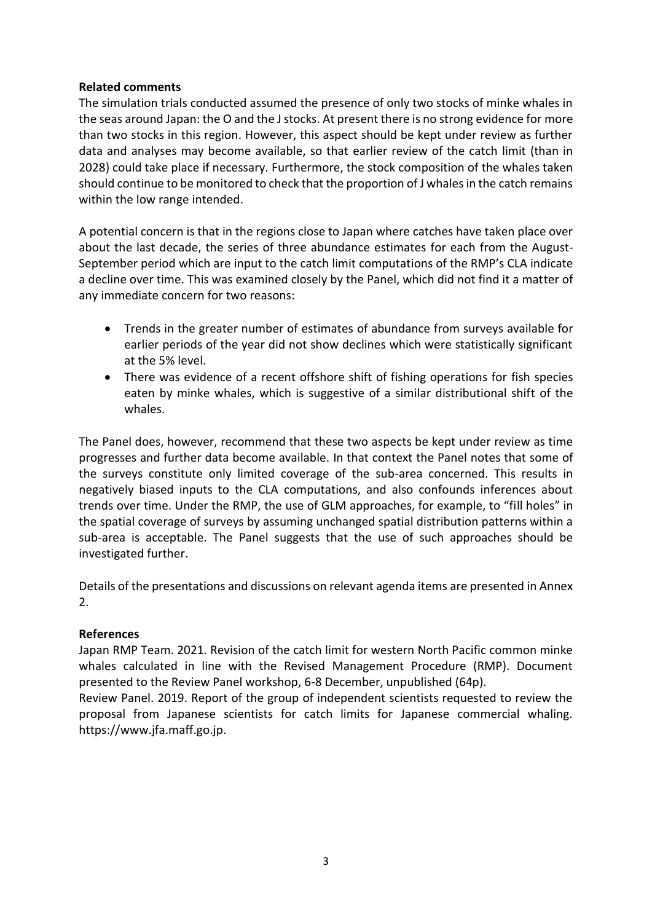**Related comments**

The simulation trials conducted assumed the presence of only two stocks of minke whales in the seas around Japan: the O and the J stocks. At present there is no strong evidence for more than two stocks in this region. However, this aspect should be kept under review as further data and analyses may become available, so that earlier review of the catch limit (than in 2028) could take place if necessary. Furthermore, the stock composition of the whales taken should continue to be monitored to check that the proportion of J whales in the catch remains within the low range intended.

A potential concern is that in the regions close to Japan where catches have taken place over about the last decade, the series of three abundance estimates for each from the August-September period which are input to the catch limit computations of the RMP's CLA indicate a decline over time. This was examined closely by the Panel, which did not find it a matter of any immediate concern for two reasons:

- Trends in the greater number of estimates of abundance from surveys available for earlier periods of the year did not show declines which were statistically significant at the 5% level.
- There was evidence of a recent offshore shift of fishing operations for fish species eaten by minke whales, which is suggestive of a similar distributional shift of the whales.

The Panel does, however, recommend that these two aspects be kept under review as time progresses and further data become available. In that context the Panel notes that some of the surveys constitute only limited coverage of the sub-area concerned. This results in negatively biased inputs to the CLA computations, and also confounds inferences about trends over time. Under the RMP, the use of GLM approaches, for example, to "fill holes" in the spatial coverage of surveys by assuming unchanged spatial distribution patterns within a sub-area is acceptable. The Panel suggests that the use of such approaches should be investigated further.

Details of the presentations and discussions on relevant agenda items are presented in Annex 2.

**References**

Japan RMP Team. 2021. Revision of the catch limit for western North Pacific common minke whales calculated in line with the Revised Management Procedure (RMP). Document presented to the Review Panel workshop, 6-8 December, unpublished (64p).

Review Panel. 2019. Report of the group of independent scientists requested to review the proposal from Japanese scientists for catch limits for Japanese commercial whaling. https://www.jfa.maff.go.jp.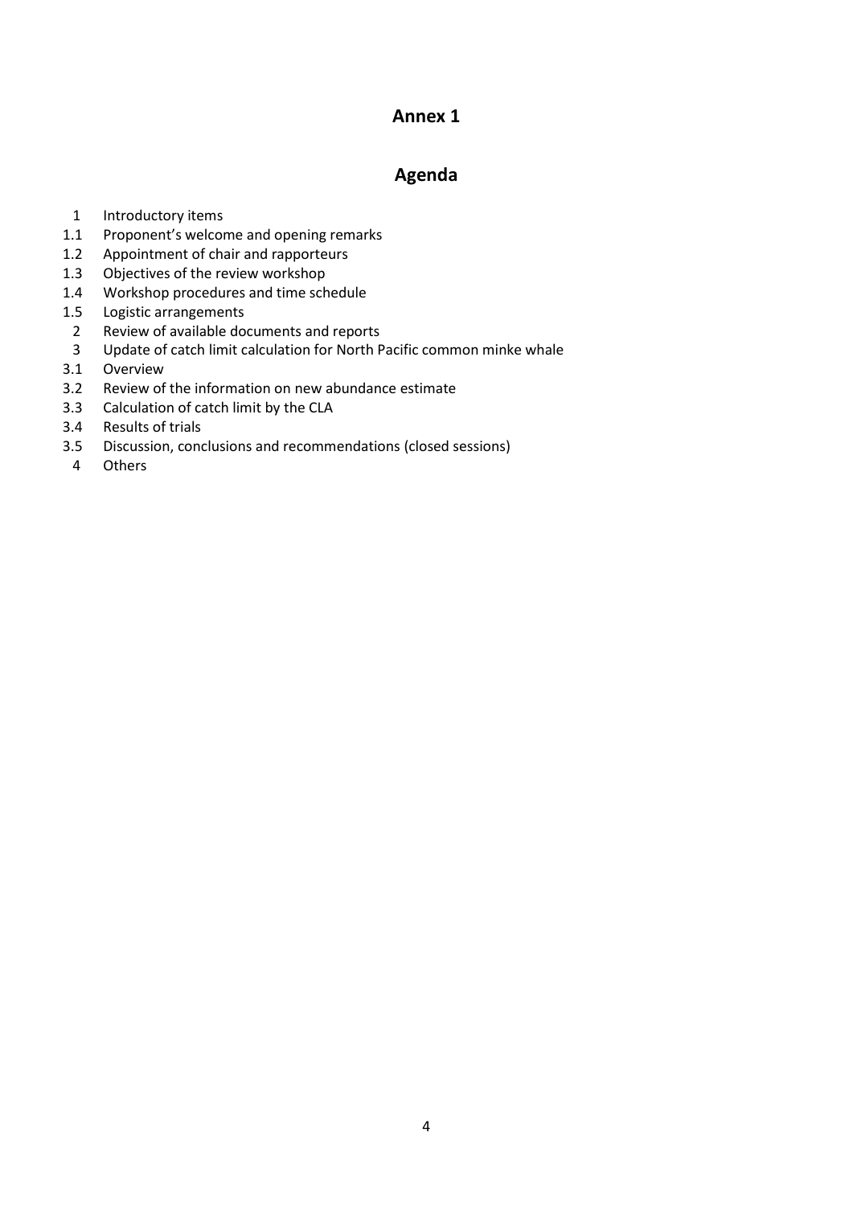# Annex 1

## Agenda

1 Introductory items

1.1 Proponent's welcome and opening remarks

1.2 Appointment of chair and rapporteurs

1.3 Objectives of the review workshop

1.4 Workshop procedures and time schedule

1.5 Logistic arrangements

2 Review of available documents and reports

3 Update of catch limit calculation for North Pacific common minke whale

3.1 Overview

3.2 Review of the information on new abundance estimate

3.3 Calculation of catch limit by the CLA

3.4 Results of trials

3.5 Discussion, conclusions and recommendations (closed sessions)

4 Others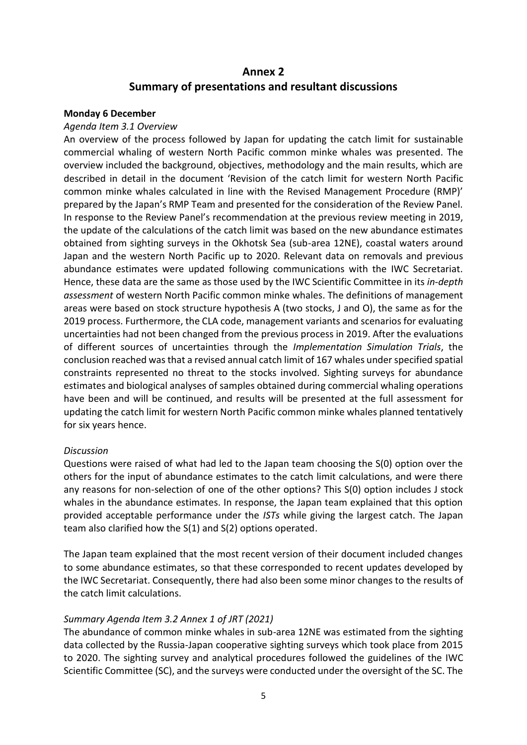# Annex 2
## Summary of presentations and resultant discussions

**Monday 6 December**

*Agenda Item 3.1 Overview*

An overview of the process followed by Japan for updating the catch limit for sustainable commercial whaling of western North Pacific common minke whales was presented. The overview included the background, objectives, methodology and the main results, which are described in detail in the document 'Revision of the catch limit for western North Pacific common minke whales calculated in line with the Revised Management Procedure (RMP)' prepared by the Japan's RMP Team and presented for the consideration of the Review Panel. In response to the Review Panel's recommendation at the previous review meeting in 2019, the update of the calculations of the catch limit was based on the new abundance estimates obtained from sighting surveys in the Okhotsk Sea (sub-area 12NE), coastal waters around Japan and the western North Pacific up to 2020. Relevant data on removals and previous abundance estimates were updated following communications with the IWC Secretariat. Hence, these data are the same as those used by the IWC Scientific Committee in its *in-depth assessment* of western North Pacific common minke whales. The definitions of management areas were based on stock structure hypothesis A (two stocks, J and O), the same as for the 2019 process. Furthermore, the CLA code, management variants and scenarios for evaluating uncertainties had not been changed from the previous process in 2019. After the evaluations of different sources of uncertainties through the *Implementation Simulation Trials*, the conclusion reached was that a revised annual catch limit of 167 whales under specified spatial constraints represented no threat to the stocks involved. Sighting surveys for abundance estimates and biological analyses of samples obtained during commercial whaling operations have been and will be continued, and results will be presented at the full assessment for updating the catch limit for western North Pacific common minke whales planned tentatively for six years hence.

*Discussion*

Questions were raised of what had led to the Japan team choosing the S(0) option over the others for the input of abundance estimates to the catch limit calculations, and were there any reasons for non-selection of one of the other options? This S(0) option includes J stock whales in the abundance estimates. In response, the Japan team explained that this option provided acceptable performance under the *ISTs* while giving the largest catch. The Japan team also clarified how the S(1) and S(2) options operated.

The Japan team explained that the most recent version of their document included changes to some abundance estimates, so that these corresponded to recent updates developed by the IWC Secretariat. Consequently, there had also been some minor changes to the results of the catch limit calculations.

*Summary Agenda Item 3.2 Annex 1 of JRT (2021)*

The abundance of common minke whales in sub-area 12NE was estimated from the sighting data collected by the Russia-Japan cooperative sighting surveys which took place from 2015 to 2020. The sighting survey and analytical procedures followed the guidelines of the IWC Scientific Committee (SC), and the surveys were conducted under the oversight of the SC. The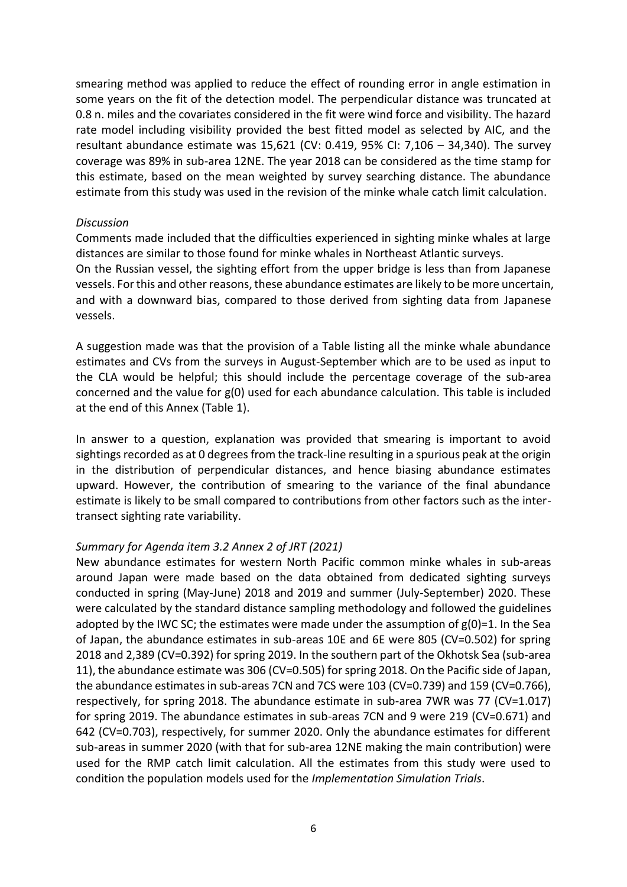smearing method was applied to reduce the effect of rounding error in angle estimation in some years on the fit of the detection model. The perpendicular distance was truncated at 0.8 n. miles and the covariates considered in the fit were wind force and visibility. The hazard rate model including visibility provided the best fitted model as selected by AIC, and the resultant abundance estimate was 15,621 (CV: 0.419, 95% CI: 7,106 – 34,340). The survey coverage was 89% in sub-area 12NE. The year 2018 can be considered as the time stamp for this estimate, based on the mean weighted by survey searching distance. The abundance estimate from this study was used in the revision of the minke whale catch limit calculation.

*Discussion*

Comments made included that the difficulties experienced in sighting minke whales at large distances are similar to those found for minke whales in Northeast Atlantic surveys.

On the Russian vessel, the sighting effort from the upper bridge is less than from Japanese vessels. For this and other reasons, these abundance estimates are likely to be more uncertain, and with a downward bias, compared to those derived from sighting data from Japanese vessels.

A suggestion made was that the provision of a Table listing all the minke whale abundance estimates and CVs from the surveys in August-September which are to be used as input to the CLA would be helpful; this should include the percentage coverage of the sub-area concerned and the value for g(0) used for each abundance calculation. This table is included at the end of this Annex (Table 1).

In answer to a question, explanation was provided that smearing is important to avoid sightings recorded as at 0 degrees from the track-line resulting in a spurious peak at the origin in the distribution of perpendicular distances, and hence biasing abundance estimates upward. However, the contribution of smearing to the variance of the final abundance estimate is likely to be small compared to contributions from other factors such as the inter-transect sighting rate variability.

*Summary for Agenda item 3.2 Annex 2 of JRT (2021)*

New abundance estimates for western North Pacific common minke whales in sub-areas around Japan were made based on the data obtained from dedicated sighting surveys conducted in spring (May-June) 2018 and 2019 and summer (July-September) 2020. These were calculated by the standard distance sampling methodology and followed the guidelines adopted by the IWC SC; the estimates were made under the assumption of g(0)=1. In the Sea of Japan, the abundance estimates in sub-areas 10E and 6E were 805 (CV=0.502) for spring 2018 and 2,389 (CV=0.392) for spring 2019. In the southern part of the Okhotsk Sea (sub-area 11), the abundance estimate was 306 (CV=0.505) for spring 2018. On the Pacific side of Japan, the abundance estimates in sub-areas 7CN and 7CS were 103 (CV=0.739) and 159 (CV=0.766), respectively, for spring 2018. The abundance estimate in sub-area 7WR was 77 (CV=1.017) for spring 2019. The abundance estimates in sub-areas 7CN and 9 were 219 (CV=0.671) and 642 (CV=0.703), respectively, for summer 2020. Only the abundance estimates for different sub-areas in summer 2020 (with that for sub-area 12NE making the main contribution) were used for the RMP catch limit calculation. All the estimates from this study were used to condition the population models used for the *Implementation Simulation Trials*.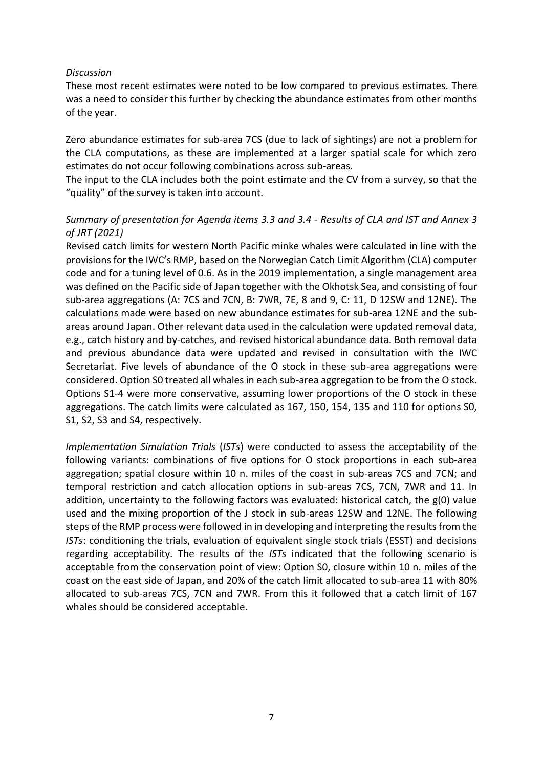*Discussion*

These most recent estimates were noted to be low compared to previous estimates. There was a need to consider this further by checking the abundance estimates from other months of the year.

Zero abundance estimates for sub-area 7CS (due to lack of sightings) are not a problem for the CLA computations, as these are implemented at a larger spatial scale for which zero estimates do not occur following combinations across sub-areas.

The input to the CLA includes both the point estimate and the CV from a survey, so that the "quality" of the survey is taken into account.

*Summary of presentation for Agenda items 3.3 and 3.4 - Results of CLA and IST and Annex 3 of JRT (2021)*

Revised catch limits for western North Pacific minke whales were calculated in line with the provisions for the IWC's RMP, based on the Norwegian Catch Limit Algorithm (CLA) computer code and for a tuning level of 0.6. As in the 2019 implementation, a single management area was defined on the Pacific side of Japan together with the Okhotsk Sea, and consisting of four sub-area aggregations (A: 7CS and 7CN, B: 7WR, 7E, 8 and 9, C: 11, D 12SW and 12NE). The calculations made were based on new abundance estimates for sub-area 12NE and the sub-areas around Japan. Other relevant data used in the calculation were updated removal data, e.g., catch history and by-catches, and revised historical abundance data. Both removal data and previous abundance data were updated and revised in consultation with the IWC Secretariat. Five levels of abundance of the O stock in these sub-area aggregations were considered. Option S0 treated all whales in each sub-area aggregation to be from the O stock. Options S1-4 were more conservative, assuming lower proportions of the O stock in these aggregations. The catch limits were calculated as 167, 150, 154, 135 and 110 for options S0, S1, S2, S3 and S4, respectively.

*Implementation Simulation Trials* (*ISTs*) were conducted to assess the acceptability of the following variants: combinations of five options for O stock proportions in each sub-area aggregation; spatial closure within 10 n. miles of the coast in sub-areas 7CS and 7CN; and temporal restriction and catch allocation options in sub-areas 7CS, 7CN, 7WR and 11. In addition, uncertainty to the following factors was evaluated: historical catch, the g(0) value used and the mixing proportion of the J stock in sub-areas 12SW and 12NE. The following steps of the RMP process were followed in in developing and interpreting the results from the *ISTs*: conditioning the trials, evaluation of equivalent single stock trials (ESST) and decisions regarding acceptability. The results of the *ISTs* indicated that the following scenario is acceptable from the conservation point of view: Option S0, closure within 10 n. miles of the coast on the east side of Japan, and 20% of the catch limit allocated to sub-area 11 with 80% allocated to sub-areas 7CS, 7CN and 7WR. From this it followed that a catch limit of 167 whales should be considered acceptable.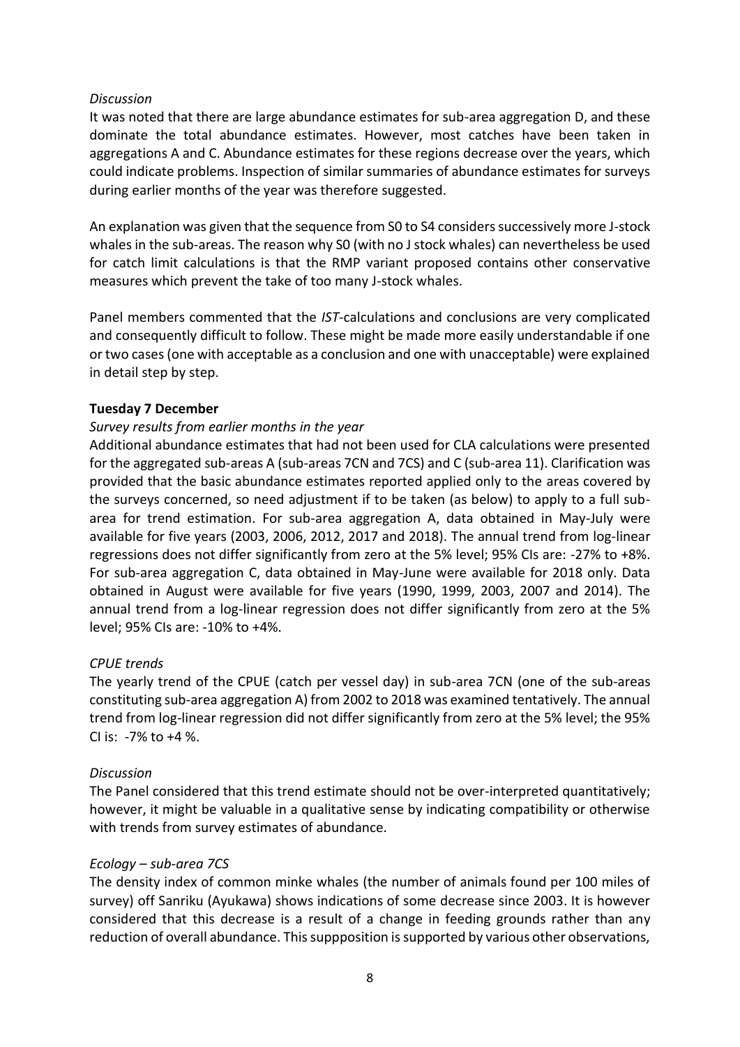*Discussion*

It was noted that there are large abundance estimates for sub-area aggregation D, and these dominate the total abundance estimates. However, most catches have been taken in aggregations A and C. Abundance estimates for these regions decrease over the years, which could indicate problems. Inspection of similar summaries of abundance estimates for surveys during earlier months of the year was therefore suggested.

An explanation was given that the sequence from S0 to S4 considers successively more J-stock whales in the sub-areas. The reason why S0 (with no J stock whales) can nevertheless be used for catch limit calculations is that the RMP variant proposed contains other conservative measures which prevent the take of too many J-stock whales.

Panel members commented that the *IST*-calculations and conclusions are very complicated and consequently difficult to follow. These might be made more easily understandable if one or two cases (one with acceptable as a conclusion and one with unacceptable) were explained in detail step by step.

**Tuesday 7 December**

*Survey results from earlier months in the year*

Additional abundance estimates that had not been used for CLA calculations were presented for the aggregated sub-areas A (sub-areas 7CN and 7CS) and C (sub-area 11). Clarification was provided that the basic abundance estimates reported applied only to the areas covered by the surveys concerned, so need adjustment if to be taken (as below) to apply to a full sub-area for trend estimation. For sub-area aggregation A, data obtained in May-July were available for five years (2003, 2006, 2012, 2017 and 2018). The annual trend from log-linear regressions does not differ significantly from zero at the 5% level; 95% CIs are: -27% to +8%. For sub-area aggregation C, data obtained in May-June were available for 2018 only. Data obtained in August were available for five years (1990, 1999, 2003, 2007 and 2014). The annual trend from a log-linear regression does not differ significantly from zero at the 5% level; 95% CIs are: -10% to +4%.

*CPUE trends*

The yearly trend of the CPUE (catch per vessel day) in sub-area 7CN (one of the sub-areas constituting sub-area aggregation A) from 2002 to 2018 was examined tentatively. The annual trend from log-linear regression did not differ significantly from zero at the 5% level; the 95% CI is: -7% to +4 %.

*Discussion*

The Panel considered that this trend estimate should not be over-interpreted quantitatively; however, it might be valuable in a qualitative sense by indicating compatibility or otherwise with trends from survey estimates of abundance.

*Ecology – sub-area 7CS*

The density index of common minke whales (the number of animals found per 100 miles of survey) off Sanriku (Ayukawa) shows indications of some decrease since 2003. It is however considered that this decrease is a result of a change in feeding grounds rather than any reduction of overall abundance. This suppposition is supported by various other observations,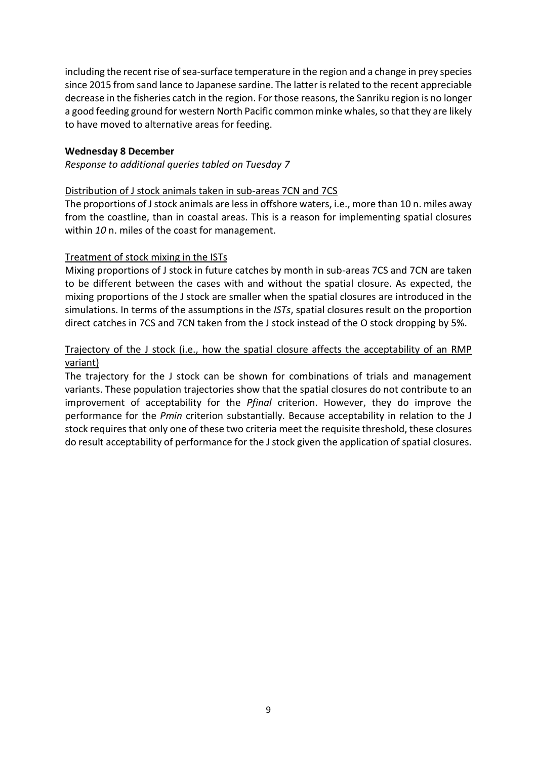including the recent rise of sea-surface temperature in the region and a change in prey species since 2015 from sand lance to Japanese sardine. The latter is related to the recent appreciable decrease in the fisheries catch in the region. For those reasons, the Sanriku region is no longer a good feeding ground for western North Pacific common minke whales, so that they are likely to have moved to alternative areas for feeding.

**Wednesday 8 December**

*Response to additional queries tabled on Tuesday 7*

<u>Distribution of J stock animals taken in sub-areas 7CN and 7CS</u>

The proportions of J stock animals are less in offshore waters, i.e., more than 10 n. miles away from the coastline, than in coastal areas. This is a reason for implementing spatial closures within *10* n. miles of the coast for management.

<u>Treatment of stock mixing in the ISTs</u>

Mixing proportions of J stock in future catches by month in sub-areas 7CS and 7CN are taken to be different between the cases with and without the spatial closure. As expected, the mixing proportions of the J stock are smaller when the spatial closures are introduced in the simulations. In terms of the assumptions in the *ISTs*, spatial closures result on the proportion direct catches in 7CS and 7CN taken from the J stock instead of the O stock dropping by 5%.

<u>Trajectory of the J stock (i.e., how the spatial closure affects the acceptability of an RMP variant)</u>

The trajectory for the J stock can be shown for combinations of trials and management variants. These population trajectories show that the spatial closures do not contribute to an improvement of acceptability for the *Pfinal* criterion. However, they do improve the performance for the *Pmin* criterion substantially. Because acceptability in relation to the J stock requires that only one of these two criteria meet the requisite threshold, these closures do result acceptability of performance for the J stock given the application of spatial closures.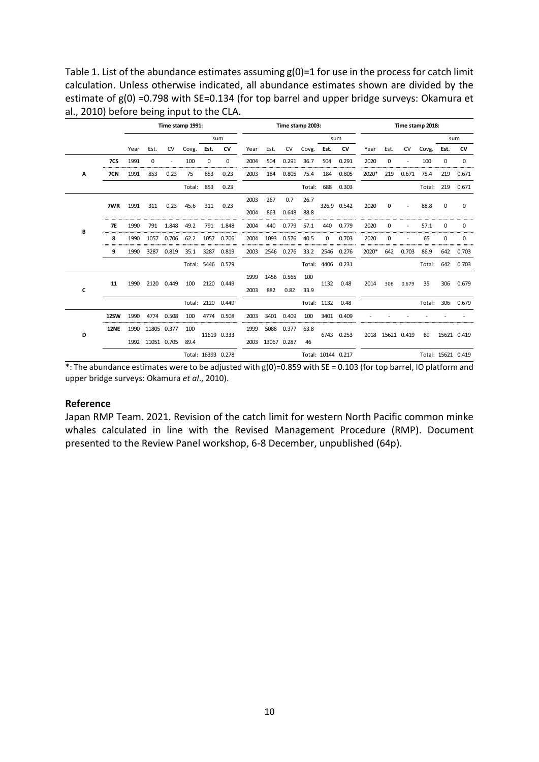Table 1. List of the abundance estimates assuming g(0)=1 for use in the process for catch limit calculation. Unless otherwise indicated, all abundance estimates shown are divided by the estimate of g(0) =0.798 with SE=0.134 (for top barrel and upper bridge surveys: Okamura et al., 2010) before being input to the CLA.

| | | Time stamp 1991: | | | | | | Time stamp 2003: | | | | | | Time stamp 2018: | | | | | |
|---|---|---|---|---|---|---|---|---|---|---|---|---|---|---|---|---|---|---|---|
| | | | | | | sum | | | | | | sum | | | | | | sum | |
| | | Year | Est. | CV | Covg. | Est. | CV | Year | Est. | CV | Covg. | Est. | CV | Year | Est. | CV | Covg. | Est. | CV |
| A | 7CS | 1991 | 0 | - | 100 | 0 | 0 | 2004 | 504 | 0.291 | 36.7 | 504 | 0.291 | 2020 | 0 | - | 100 | 0 | 0 |
| | 7CN | 1991 | 853 | 0.23 | 75 | 853 | 0.23 | 2003 | 184 | 0.805 | 75.4 | 184 | 0.805 | 2020* | 219 | 0.671 | 75.4 | 219 | 0.671 |
| | | | | | Total: | 853 | 0.23 | | | | Total: | 688 | 0.303 | | | | Total: | 219 | 0.671 |
| B | 7WR | 1991 | 311 | 0.23 | 45.6 | 311 | 0.23 | 2003 | 267 | 0.7 | 26.7 | 326.9 | 0.542 | 2020 | 0 | - | 88.8 | 0 | 0 |
| | | | | | | | | 2004 | 863 | 0.648 | 88.8 | | | | | | | | |
| | 7E | 1990 | 791 | 1.848 | 49.2 | 791 | 1.848 | 2004 | 440 | 0.779 | 57.1 | 440 | 0.779 | 2020 | 0 | - | 57.1 | 0 | 0 |
| | 8 | 1990 | 1057 | 0.706 | 62.2 | 1057 | 0.706 | 2004 | 1093 | 0.576 | 40.5 | 0 | 0.703 | 2020 | 0 | - | 65 | 0 | 0 |
| | 9 | 1990 | 3287 | 0.819 | 35.1 | 3287 | 0.819 | 2003 | 2546 | 0.276 | 33.2 | 2546 | 0.276 | 2020* | 642 | 0.703 | 86.9 | 642 | 0.703 |
| | | | | | Total: | 5446 | 0.579 | | | | Total: | 4406 | 0.231 | | | | Total: | 642 | 0.703 |
| C | 11 | 1990 | 2120 | 0.449 | 100 | 2120 | 0.449 | 1999 | 1456 | 0.565 | 100 | 1132 | 0.48 | 2014 | 306 | 0.679 | 35 | 306 | 0.679 |
| | | | | | | | | 2003 | 882 | 0.82 | 33.9 | | | | | | | | |
| | | | | | Total: | 2120 | 0.449 | | | | Total: | 1132 | 0.48 | | | | Total: | 306 | 0.679 |
| D | 12SW | 1990 | 4774 | 0.508 | 100 | 4774 | 0.508 | 2003 | 3401 | 0.409 | 100 | 3401 | 0.409 | - | - | - | - | - | - |
| | 12NE | 1990 | 11805 | 0.377 | 100 | 11619 | 0.333 | 1999 | 5088 | 0.377 | 63.8 | 6743 | 0.253 | 2018 | 15621 | 0.419 | 89 | 15621 | 0.419 |
| | | 1992 | 11051 | 0.705 | 89.4 | | | 2003 | 13067 | 0.287 | 46 | | | | | | | | |
| | | | | | Total: | 16393 | 0.278 | | | | Total: | 10144 | 0.217 | | | | Total: | 15621 | 0.419 |

*: The abundance estimates were to be adjusted with g(0)=0.859 with SE = 0.103 (for top barrel, IO platform and upper bridge surveys: Okamura *et al*., 2010).

## Reference

Japan RMP Team. 2021. Revision of the catch limit for western North Pacific common minke whales calculated in line with the Revised Management Procedure (RMP). Document presented to the Review Panel workshop, 6-8 December, unpublished (64p).